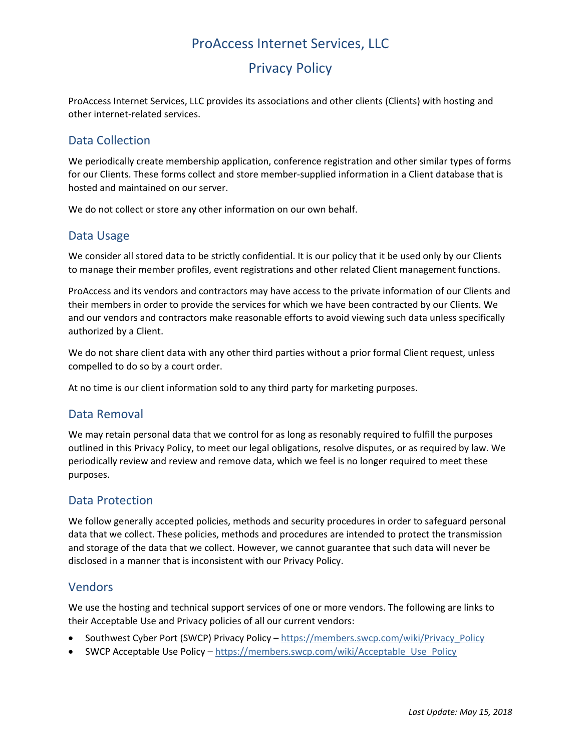# ProAccess Internet Services, LLC

# Privacy Policy

ProAccess Internet Services, LLC provides its associations and other clients (Clients) with hosting and other internet-related services.

## Data Collection

We periodically create membership application, conference registration and other similar types of forms for our Clients. These forms collect and store member-supplied information in a Client database that is hosted and maintained on our server.

We do not collect or store any other information on our own behalf.

## Data Usage

We consider all stored data to be strictly confidential. It is our policy that it be used only by our Clients to manage their member profiles, event registrations and other related Client management functions.

ProAccess and its vendors and contractors may have access to the private information of our Clients and their members in order to provide the services for which we have been contracted by our Clients. We and our vendors and contractors make reasonable efforts to avoid viewing such data unless specifically authorized by a Client.

We do not share client data with any other third parties without a prior formal Client request, unless compelled to do so by a court order.

At no time is our client information sold to any third party for marketing purposes.

## Data Removal

We may retain personal data that we control for as long as resonably required to fulfill the purposes outlined in this Privacy Policy, to meet our legal obligations, resolve disputes, or as required by law. We periodically review and review and remove data, which we feel is no longer required to meet these purposes.

## Data Protection

We follow generally accepted policies, methods and security procedures in order to safeguard personal data that we collect. These policies, methods and procedures are intended to protect the transmission and storage of the data that we collect. However, we cannot guarantee that such data will never be disclosed in a manner that is inconsistent with our Privacy Policy.

## Vendors

We use the hosting and technical support services of one or more vendors. The following are links to their Acceptable Use and Privacy policies of all our current vendors:

- Southwest Cyber Port (SWCP) Privacy Policy – https://members.swcp.com/wiki/Privacy_Policy
- SWCP Acceptable Use Policy – https://members.swcp.com/wiki/Acceptable_Use_Policy

*Last Update: May 15, 2018*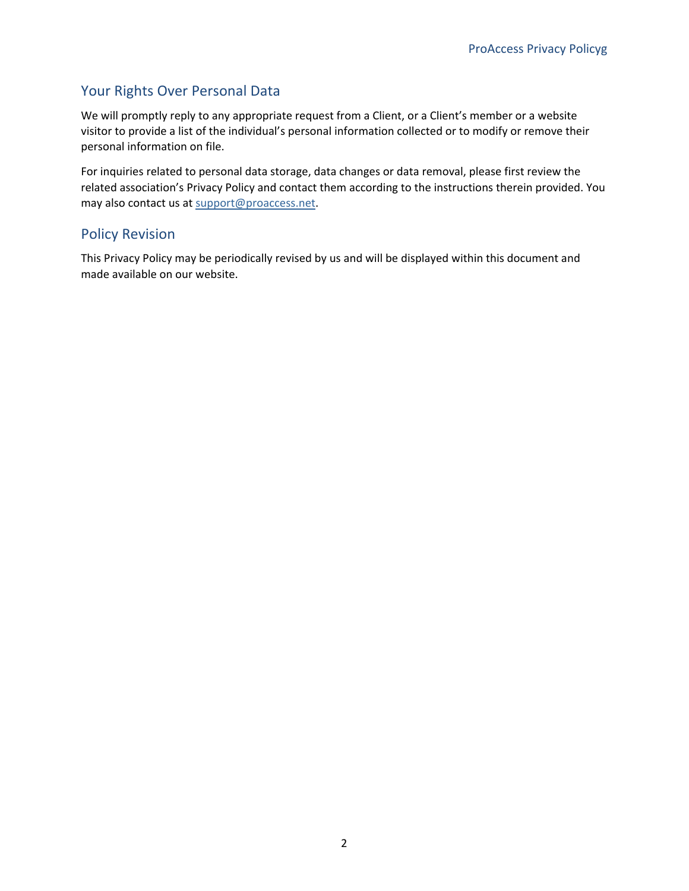## Your Rights Over Personal Data

We will promptly reply to any appropriate request from a Client, or a Client's member or a website visitor to provide a list of the individual's personal information collected or to modify or remove their personal information on file.

For inquiries related to personal data storage, data changes or data removal, please first review the related association's Privacy Policy and contact them according to the instructions therein provided. You may also contact us at support@proaccess.net.

## Policy Revision

This Privacy Policy may be periodically revised by us and will be displayed within this document and made available on our website.